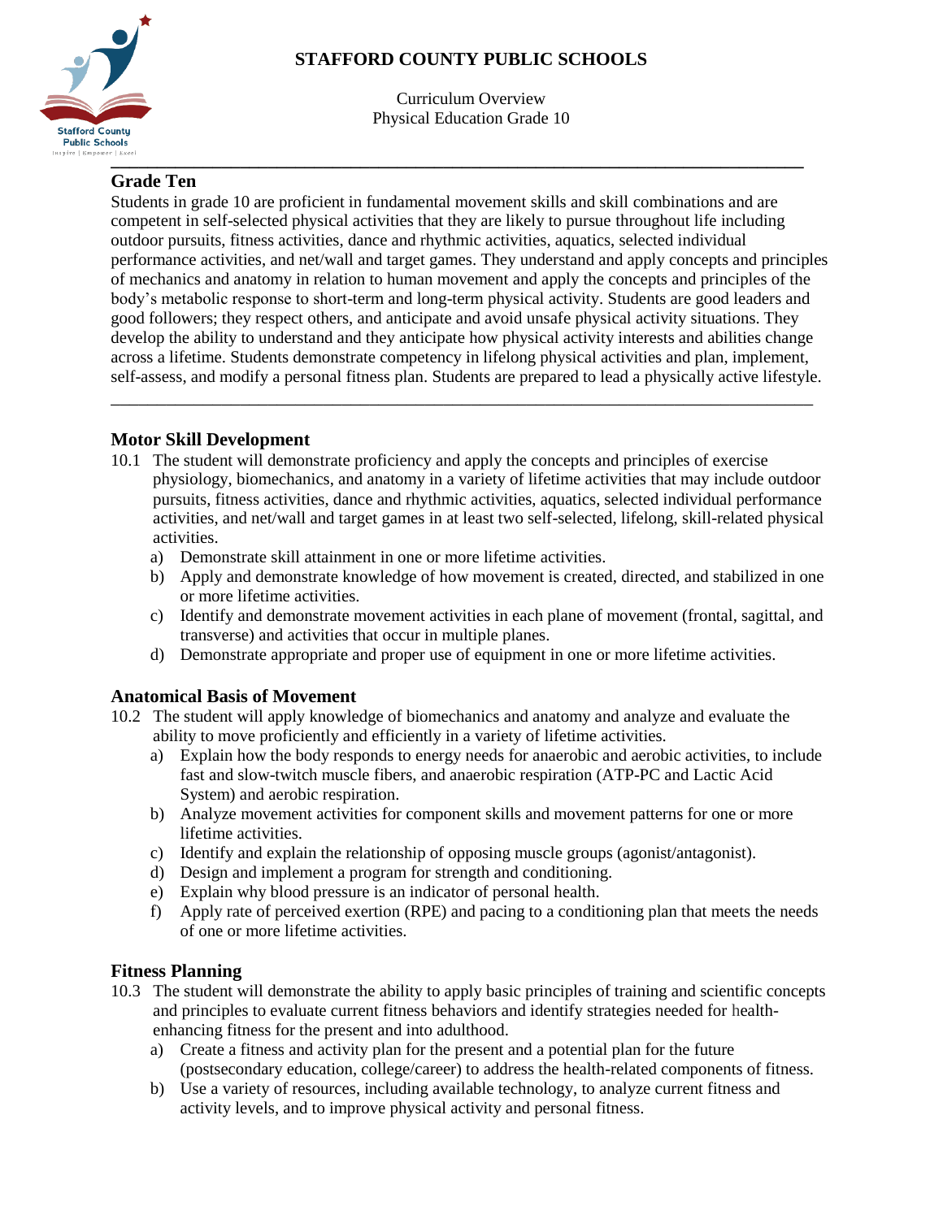# STAFFORD COUNTY PUBLIC SCHOOLS

Curriculum Overview
Physical Education Grade 10

---

## Grade Ten

Students in grade 10 are proficient in fundamental movement skills and skill combinations and are competent in self-selected physical activities that they are likely to pursue throughout life including outdoor pursuits, fitness activities, dance and rhythmic activities, aquatics, selected individual performance activities, and net/wall and target games. They understand and apply concepts and principles of mechanics and anatomy in relation to human movement and apply the concepts and principles of the body's metabolic response to short-term and long-term physical activity. Students are good leaders and good followers; they respect others, and anticipate and avoid unsafe physical activity situations. They develop the ability to understand and they anticipate how physical activity interests and abilities change across a lifetime. Students demonstrate competency in lifelong physical activities and plan, implement, self-assess, and modify a personal fitness plan. Students are prepared to lead a physically active lifestyle.

---

## Motor Skill Development

10.1 The student will demonstrate proficiency and apply the concepts and principles of exercise physiology, biomechanics, and anatomy in a variety of lifetime activities that may include outdoor pursuits, fitness activities, dance and rhythmic activities, aquatics, selected individual performance activities, and net/wall and target games in at least two self-selected, lifelong, skill-related physical activities.

a) Demonstrate skill attainment in one or more lifetime activities.
b) Apply and demonstrate knowledge of how movement is created, directed, and stabilized in one or more lifetime activities.
c) Identify and demonstrate movement activities in each plane of movement (frontal, sagittal, and transverse) and activities that occur in multiple planes.
d) Demonstrate appropriate and proper use of equipment in one or more lifetime activities.

## Anatomical Basis of Movement

10.2 The student will apply knowledge of biomechanics and anatomy and analyze and evaluate the ability to move proficiently and efficiently in a variety of lifetime activities.

a) Explain how the body responds to energy needs for anaerobic and aerobic activities, to include fast and slow-twitch muscle fibers, and anaerobic respiration (ATP-PC and Lactic Acid System) and aerobic respiration.
b) Analyze movement activities for component skills and movement patterns for one or more lifetime activities.
c) Identify and explain the relationship of opposing muscle groups (agonist/antagonist).
d) Design and implement a program for strength and conditioning.
e) Explain why blood pressure is an indicator of personal health.
f) Apply rate of perceived exertion (RPE) and pacing to a conditioning plan that meets the needs of one or more lifetime activities.

## Fitness Planning

10.3 The student will demonstrate the ability to apply basic principles of training and scientific concepts and principles to evaluate current fitness behaviors and identify strategies needed for health-enhancing fitness for the present and into adulthood.

a) Create a fitness and activity plan for the present and a potential plan for the future (postsecondary education, college/career) to address the health-related components of fitness.
b) Use a variety of resources, including available technology, to analyze current fitness and activity levels, and to improve physical activity and personal fitness.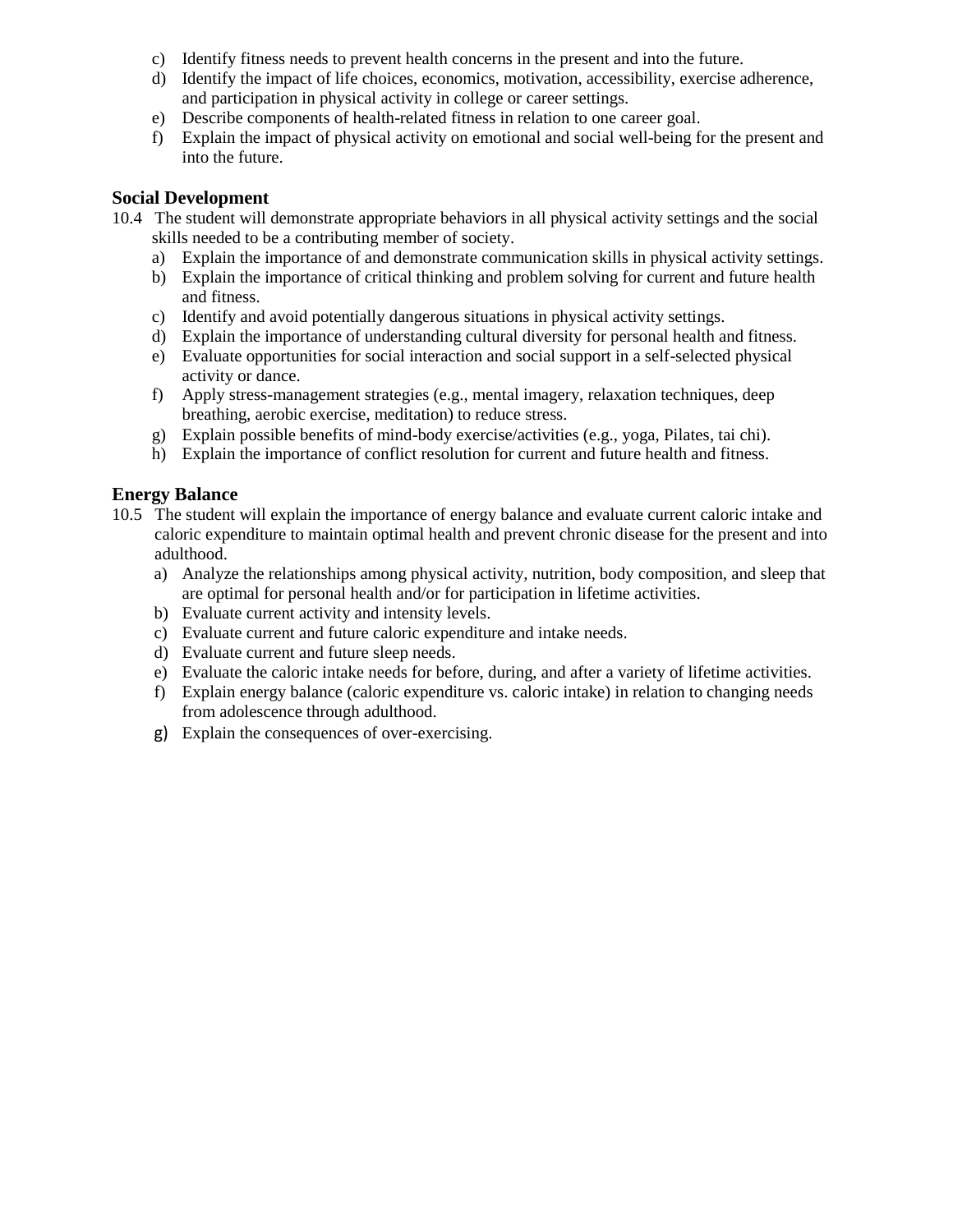c) Identify fitness needs to prevent health concerns in the present and into the future.
d) Identify the impact of life choices, economics, motivation, accessibility, exercise adherence, and participation in physical activity in college or career settings.
e) Describe components of health-related fitness in relation to one career goal.
f) Explain the impact of physical activity on emotional and social well-being for the present and into the future.

**Social Development**

10.4 The student will demonstrate appropriate behaviors in all physical activity settings and the social skills needed to be a contributing member of society.

a) Explain the importance of and demonstrate communication skills in physical activity settings.
b) Explain the importance of critical thinking and problem solving for current and future health and fitness.
c) Identify and avoid potentially dangerous situations in physical activity settings.
d) Explain the importance of understanding cultural diversity for personal health and fitness.
e) Evaluate opportunities for social interaction and social support in a self-selected physical activity or dance.
f) Apply stress-management strategies (e.g., mental imagery, relaxation techniques, deep breathing, aerobic exercise, meditation) to reduce stress.
g) Explain possible benefits of mind-body exercise/activities (e.g., yoga, Pilates, tai chi).
h) Explain the importance of conflict resolution for current and future health and fitness.

**Energy Balance**

10.5 The student will explain the importance of energy balance and evaluate current caloric intake and caloric expenditure to maintain optimal health and prevent chronic disease for the present and into adulthood.

a) Analyze the relationships among physical activity, nutrition, body composition, and sleep that are optimal for personal health and/or for participation in lifetime activities.
b) Evaluate current activity and intensity levels.
c) Evaluate current and future caloric expenditure and intake needs.
d) Evaluate current and future sleep needs.
e) Evaluate the caloric intake needs for before, during, and after a variety of lifetime activities.
f) Explain energy balance (caloric expenditure vs. caloric intake) in relation to changing needs from adolescence through adulthood.
g) Explain the consequences of over-exercising.